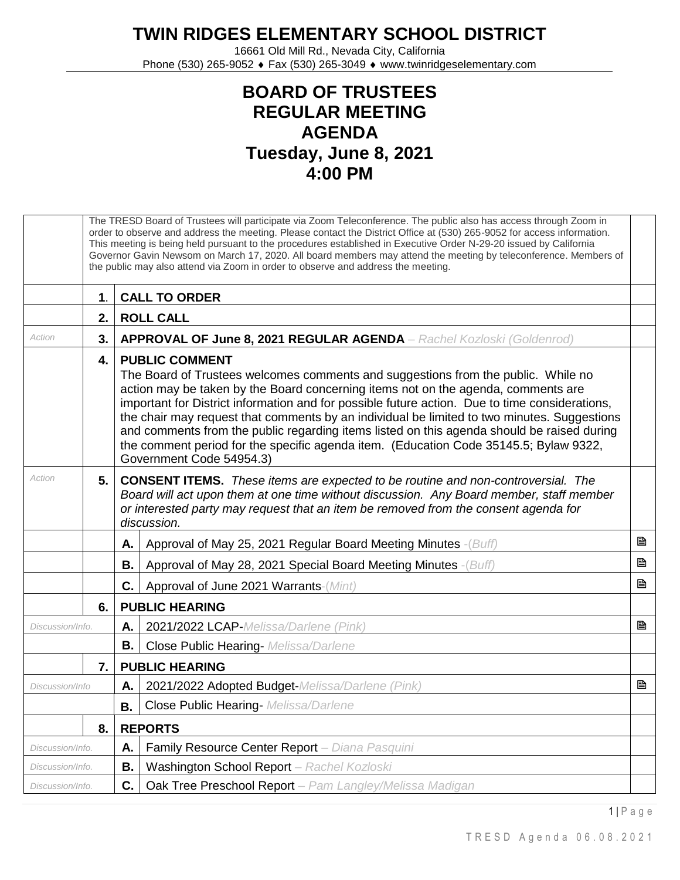# TWIN RIDGES ELEMENTARY SCHOOL DISTRICT

16661 Old Mill Rd., Nevada City, California
Phone (530) 265-9052 ♦ Fax (530) 265-3049 ♦ www.twinridgeselementary.com

## BOARD OF TRUSTEES
## REGULAR MEETING
## AGENDA
## Tuesday, June 8, 2021
## 4:00 PM

| | | | | |
|---|---|---|---|---|
| | The TRESD Board of Trustees will participate via Zoom Teleconference. The public also has access through Zoom in order to observe and address the meeting. Please contact the District Office at (530) 265-9052 for access information. This meeting is being held pursuant to the procedures established in Executive Order N-29-20 issued by California Governor Gavin Newsom on March 17, 2020. All board members may attend the meeting by teleconference. Members of the public may also attend via Zoom in order to observe and address the meeting. | | | |
| | **1.** | **CALL TO ORDER** | | |
| | **2.** | **ROLL CALL** | | |
| *Action* | **3.** | **APPROVAL OF June 8, 2021 REGULAR AGENDA** – *Rachel Kozloski (Goldenrod)* | | |
| | **4.** | **PUBLIC COMMENT** The Board of Trustees welcomes comments and suggestions from the public. While no action may be taken by the Board concerning items not on the agenda, comments are important for District information and for possible future action. Due to time considerations, the chair may request that comments by an individual be limited to two minutes. Suggestions and comments from the public regarding items listed on this agenda should be raised during the comment period for the specific agenda item. (Education Code 35145.5; Bylaw 9322, Government Code 54954.3) | | |
| *Action* | **5.** | **CONSENT ITEMS.** *These items are expected to be routine and non-controversial. The Board will act upon them at one time without discussion. Any Board member, staff member or interested party may request that an item be removed from the consent agenda for discussion.* | | |
| | | **A.** | Approval of May 25, 2021 Regular Board Meeting Minutes -(*Buff*) | 🖹 |
| | | **B.** | Approval of May 28, 2021 Special Board Meeting Minutes -(*Buff*) | 🖹 |
| | | **C.** | Approval of June 2021 Warrants-(*Mint*) | 🖹 |
| | **6.** | **PUBLIC HEARING** | | |
| *Discussion/Info.* | | **A.** | 2021/2022 LCAP-*Melissa/Darlene (Pink)* | 🖹 |
| | | **B.** | Close Public Hearing- *Melissa/Darlene* | |
| | **7.** | **PUBLIC HEARING** | | |
| *Discussion/Info* | | **A.** | 2021/2022 Adopted Budget-*Melissa/Darlene (Pink)* | 🖹 |
| | | **B.** | Close Public Hearing- *Melissa/Darlene* | |
| | **8.** | **REPORTS** | | |
| *Discussion/Info.* | | **A.** | Family Resource Center Report – *Diana Pasquini* | |
| *Discussion/Info.* | | **B.** | Washington School Report – *Rachel Kozloski* | |
| *Discussion/Info.* | | **C.** | Oak Tree Preschool Report – *Pam Langley/Melissa Madigan* | |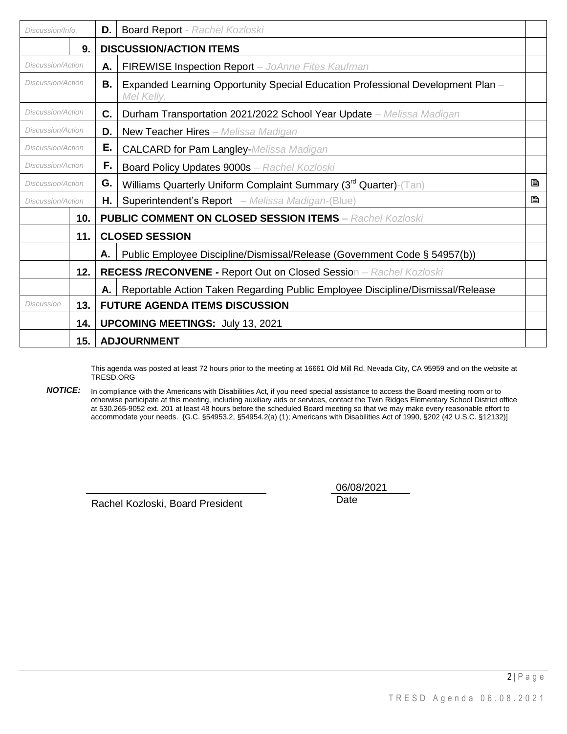| | | | | |
|---|---|---|---|---|
| *Discussion/Info.* | | **D.** | Board Report - *Rachel Kozloski* | |
| | **9.** | **DISCUSSION/ACTION ITEMS** | | |
| *Discussion/Action* | | **A.** | FIREWISE Inspection Report – *JoAnne Fites Kaufman* | |
| *Discussion/Action* | | **B.** | Expanded Learning Opportunity Special Education Professional Development Plan – *Mel Kelly.* | |
| *Discussion/Action* | | **C.** | Durham Transportation 2021/2022 School Year Update – *Melissa Madigan* | |
| *Discussion/Action* | | **D.** | New Teacher Hires – *Melissa Madigan* | |
| *Discussion/Action* | | **E.** | CALCARD for Pam Langley-*Melissa Madigan* | |
| *Discussion/Action* | | **F.** | Board Policy Updates 9000s – *Rachel Kozloski* | |
| *Discussion/Action* | | **G.** | Williams Quarterly Uniform Complaint Summary (3rd Quarter)-(Tan) | 🖹 |
| *Discussion/Action* | | **H.** | Superintendent's Report – *Melissa Madigan*-(Blue) | 🖹 |
| | **10.** | **PUBLIC COMMENT ON CLOSED SESSION ITEMS** – *Rachel Kozloski* | | |
| | **11.** | **CLOSED SESSION** | | |
| | | **A.** | Public Employee Discipline/Dismissal/Release (Government Code § 54957(b)) | |
| | **12.** | **RECESS /RECONVENE -** Report Out on Closed Session – *Rachel Kozloski* | | |
| | | **A.** | Reportable Action Taken Regarding Public Employee Discipline/Dismissal/Release | |
| *Discussion* | **13.** | **FUTURE AGENDA ITEMS DISCUSSION** | | |
| | **14.** | **UPCOMING MEETINGS:** July 13, 2021 | | |
| | **15.** | **ADJOURNMENT** | | |

This agenda was posted at least 72 hours prior to the meeting at 16661 Old Mill Rd. Nevada City, CA 95959 and on the website at TRESD.ORG

***NOTICE:*** In compliance with the Americans with Disabilities Act, if you need special assistance to access the Board meeting room or to otherwise participate at this meeting, including auxiliary aids or services, contact the Twin Ridges Elementary School District office at 530.265-9052 ext. 201 at least 48 hours before the scheduled Board meeting so that we may make every reasonable effort to accommodate your needs. {G.C. §54953.2, §54954.2(a) (1); Americans with Disabilities Act of 1990, §202 (42 U.S.C. §12132)]

Rachel Kozloski, Board President

06/08/2021
Date